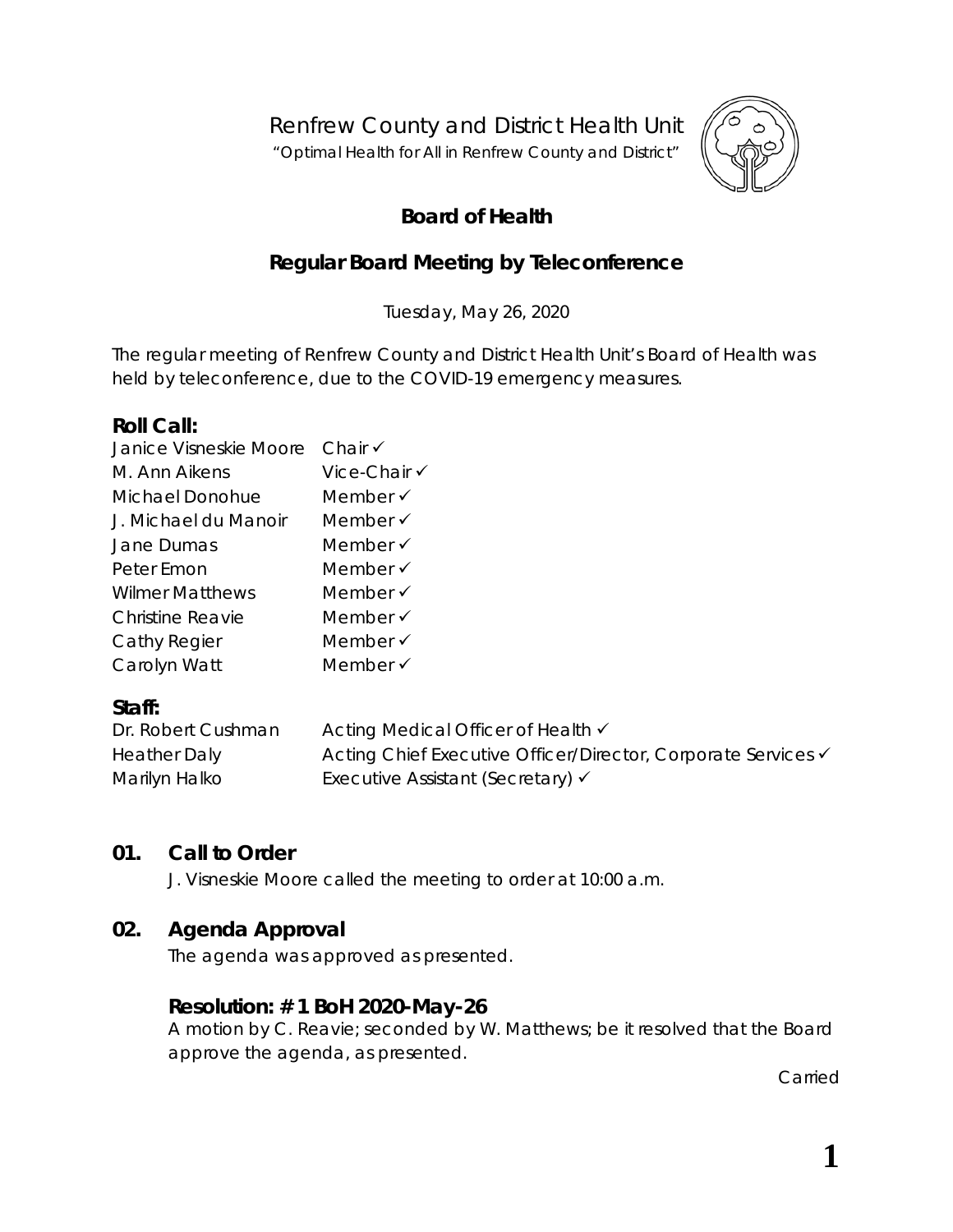Renfrew County and District Health Unit

"Optimal Health for All in Renfrew County and District"

# Board of Health

## Regular Board Meeting by Teleconference

Tuesday, May 26, 2020

The regular meeting of Renfrew County and District Health Unit's Board of Health was held by teleconference, due to the COVID-19 emergency measures.

### Roll Call:

| | |
|---|---|
| Janice Visneskie Moore | Chair ✓ |
| M. Ann Aikens | Vice-Chair ✓ |
| Michael Donohue | Member ✓ |
| J. Michael du Manoir | Member ✓ |
| Jane Dumas | Member ✓ |
| Peter Emon | Member ✓ |
| Wilmer Matthews | Member ✓ |
| Christine Reavie | Member ✓ |
| Cathy Regier | Member ✓ |
| Carolyn Watt | Member ✓ |

### Staff:

| | |
|---|---|
| Dr. Robert Cushman | Acting Medical Officer of Health ✓ |
| Heather Daly | Acting Chief Executive Officer/Director, Corporate Services ✓ |
| Marilyn Halko | Executive Assistant (Secretary) ✓ |

### 01. Call to Order

J. Visneskie Moore called the meeting to order at 10:00 a.m.

### 02. Agenda Approval

The agenda was approved as presented.

**Resolution: # 1 BoH 2020-May-26**

A motion by C. Reavie; seconded by W. Matthews; be it resolved that the Board approve the agenda, as presented.

Carried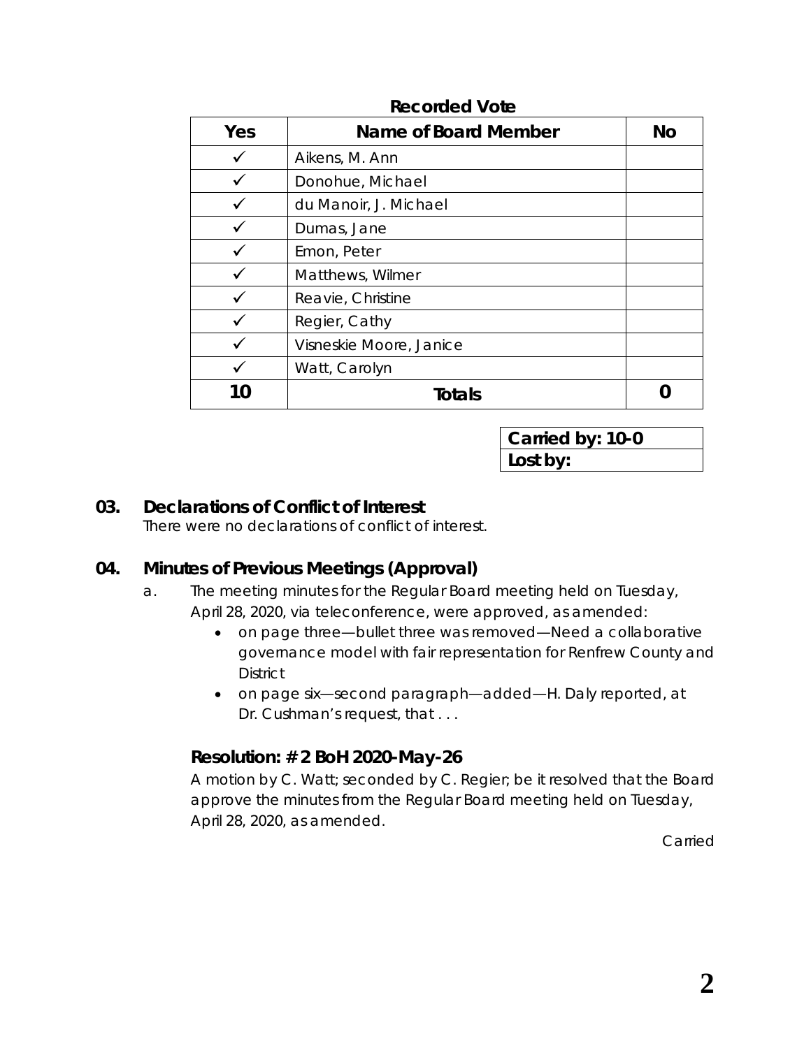**Recorded Vote**

| Yes | Name of Board Member | No |
|---|---|---|
| ✓ | Aikens, M. Ann | |
| ✓ | Donohue, Michael | |
| ✓ | du Manoir, J. Michael | |
| ✓ | Dumas, Jane | |
| ✓ | Emon, Peter | |
| ✓ | Matthews, Wilmer | |
| ✓ | Reavie, Christine | |
| ✓ | Regier, Cathy | |
| ✓ | Visneskie Moore, Janice | |
| ✓ | Watt, Carolyn | |
| **10** | **Totals** | **0** |

| **Carried by: 10-0** |
|---|
| **Lost by:** |

## 03. Declarations of Conflict of Interest

There were no declarations of conflict of interest.

## 04. Minutes of Previous Meetings (Approval)

a. The meeting minutes for the Regular Board meeting held on Tuesday, April 28, 2020, via teleconference, were approved, as amended:

- on page three—bullet three was removed—Need a collaborative governance model with fair representation for Renfrew County and District
- on page six—second paragraph—added—H. Daly reported, at Dr. Cushman's request, that . . .

### Resolution: # 2 BoH 2020-May-26

A motion by C. Watt; seconded by C. Regier; be it resolved that the Board approve the minutes from the Regular Board meeting held on Tuesday, April 28, 2020, as amended.

Carried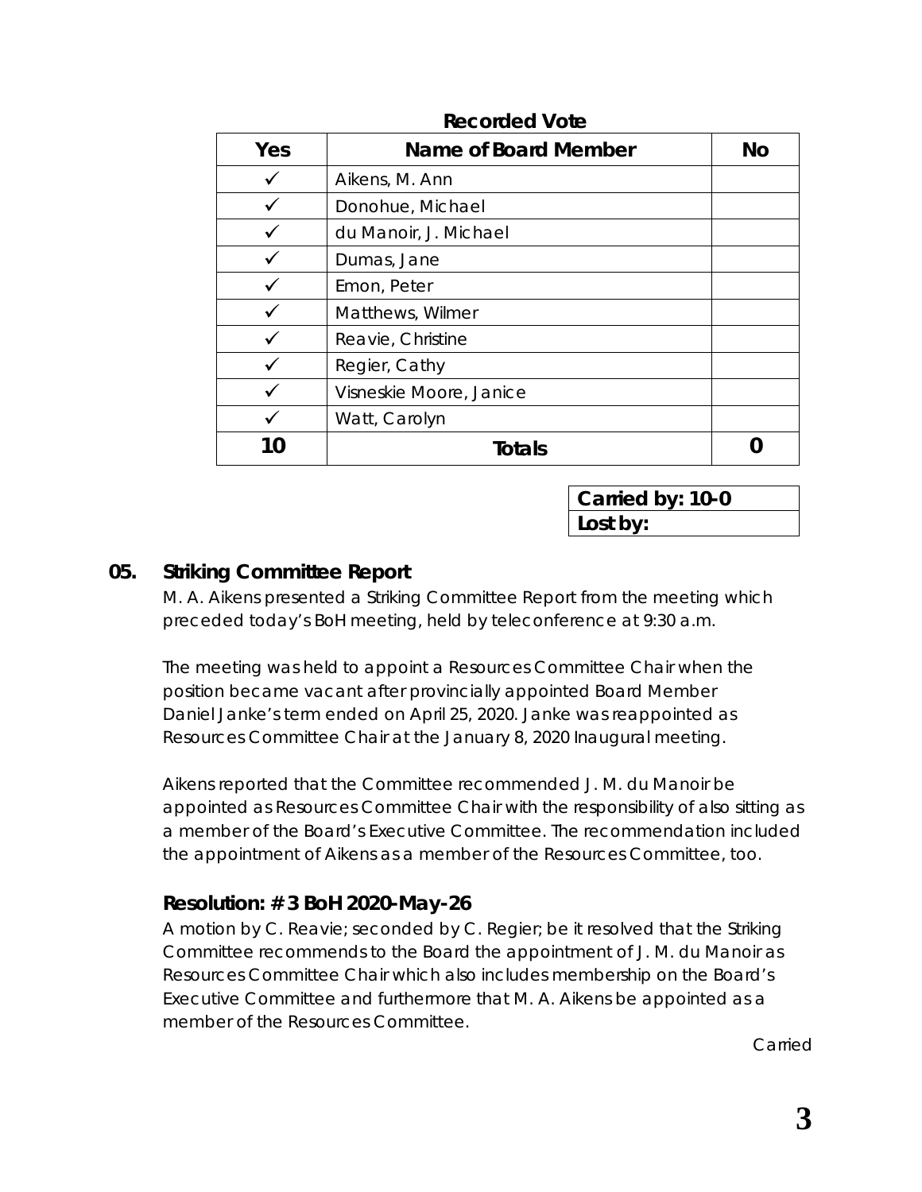**Recorded Vote**

| Yes | Name of Board Member | No |
|---|---|---|
| ✓ | Aikens, M. Ann | |
| ✓ | Donohue, Michael | |
| ✓ | du Manoir, J. Michael | |
| ✓ | Dumas, Jane | |
| ✓ | Emon, Peter | |
| ✓ | Matthews, Wilmer | |
| ✓ | Reavie, Christine | |
| ✓ | Regier, Cathy | |
| ✓ | Visneskie Moore, Janice | |
| ✓ | Watt, Carolyn | |
| **10** | **Totals** | **0** |

| **Carried by: 10-0** |
|---|
| **Lost by:** |

## 05. Striking Committee Report

M. A. Aikens presented a Striking Committee Report from the meeting which preceded today's BoH meeting, held by teleconference at 9:30 a.m.

The meeting was held to appoint a Resources Committee Chair when the position became vacant after provincially appointed Board Member Daniel Janke's term ended on April 25, 2020. Janke was reappointed as Resources Committee Chair at the January 8, 2020 Inaugural meeting.

Aikens reported that the Committee recommended J. M. du Manoir be appointed as Resources Committee Chair with the responsibility of also sitting as a member of the Board's Executive Committee. The recommendation included the appointment of Aikens as a member of the Resources Committee, too.

### Resolution: # 3 BoH 2020-May-26

A motion by C. Reavie; seconded by C. Regier; be it resolved that the Striking Committee recommends to the Board the appointment of J. M. du Manoir as Resources Committee Chair which also includes membership on the Board's Executive Committee and furthermore that M. A. Aikens be appointed as a member of the Resources Committee.

Carried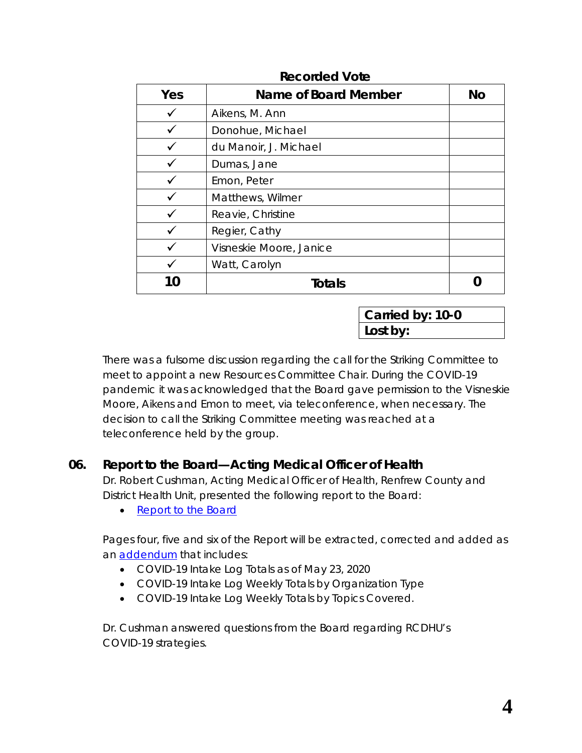**Recorded Vote**

| Yes | Name of Board Member | No |
|---|---|---|
| ✓ | Aikens, M. Ann | |
| ✓ | Donohue, Michael | |
| ✓ | du Manoir, J. Michael | |
| ✓ | Dumas, Jane | |
| ✓ | Emon, Peter | |
| ✓ | Matthews, Wilmer | |
| ✓ | Reavie, Christine | |
| ✓ | Regier, Cathy | |
| ✓ | Visneskie Moore, Janice | |
| ✓ | Watt, Carolyn | |
| **10** | **Totals** | **0** |

| **Carried by: 10-0** |
|---|
| **Lost by:** |

There was a fulsome discussion regarding the call for the Striking Committee to meet to appoint a new Resources Committee Chair. During the COVID-19 pandemic it was acknowledged that the Board gave permission to the Visneskie Moore, Aikens and Emon to meet, via teleconference, when necessary. The decision to call the Striking Committee meeting was reached at a teleconference held by the group.

## 06. Report to the Board—Acting Medical Officer of Health

Dr. Robert Cushman, Acting Medical Officer of Health, Renfrew County and District Health Unit, presented the following report to the Board:

- Report to the Board

Pages four, five and six of the Report will be extracted, corrected and added as an addendum that includes:

- COVID-19 Intake Log Totals as of May 23, 2020
- COVID-19 Intake Log Weekly Totals by Organization Type
- COVID-19 Intake Log Weekly Totals by Topics Covered.

Dr. Cushman answered questions from the Board regarding RCDHU's COVID-19 strategies.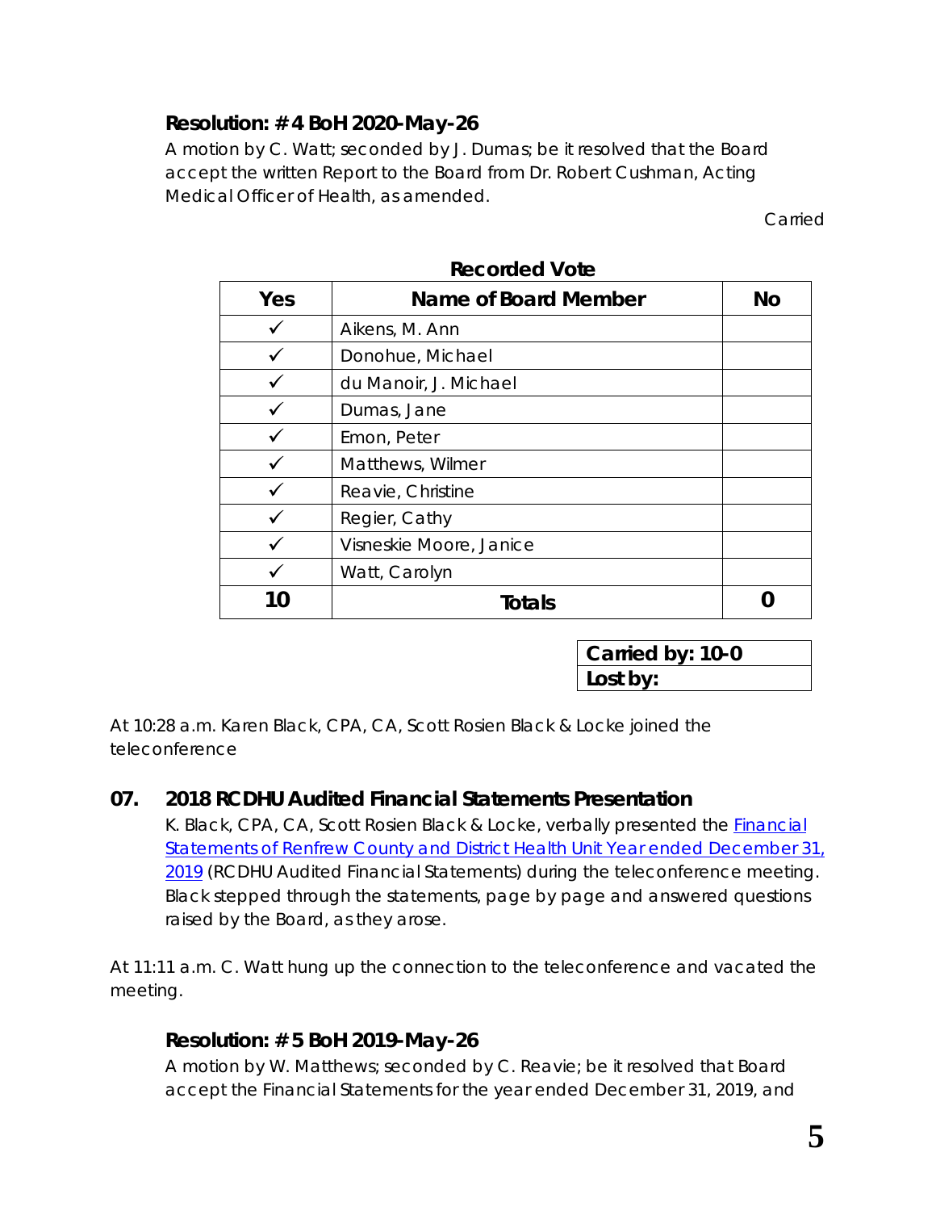### Resolution: # 4 BoH 2020-May-26

A motion by C. Watt; seconded by J. Dumas; be it resolved that the Board accept the written Report to the Board from Dr. Robert Cushman, Acting Medical Officer of Health, as amended.

Carried

**Recorded Vote**

| Yes | Name of Board Member | No |
|---|---|---|
| ✓ | Aikens, M. Ann | |
| ✓ | Donohue, Michael | |
| ✓ | du Manoir, J. Michael | |
| ✓ | Dumas, Jane | |
| ✓ | Emon, Peter | |
| ✓ | Matthews, Wilmer | |
| ✓ | Reavie, Christine | |
| ✓ | Regier, Cathy | |
| ✓ | Visneskie Moore, Janice | |
| ✓ | Watt, Carolyn | |
| **10** | **Totals** | **0** |

| **Carried by: 10-0** |
|---|
| **Lost by:** |

At 10:28 a.m. Karen Black, CPA, CA, Scott Rosien Black & Locke joined the teleconference

## 07. 2018 RCDHU Audited Financial Statements Presentation

K. Black, CPA, CA, Scott Rosien Black & Locke, verbally presented the Financial Statements of Renfrew County and District Health Unit Year ended December 31, 2019 (RCDHU Audited Financial Statements) during the teleconference meeting. Black stepped through the statements, page by page and answered questions raised by the Board, as they arose.

At 11:11 a.m. C. Watt hung up the connection to the teleconference and vacated the meeting.

### Resolution: # 5 BoH 2019-May-26

A motion by W. Matthews; seconded by C. Reavie; be it resolved that Board accept the Financial Statements for the year ended December 31, 2019, and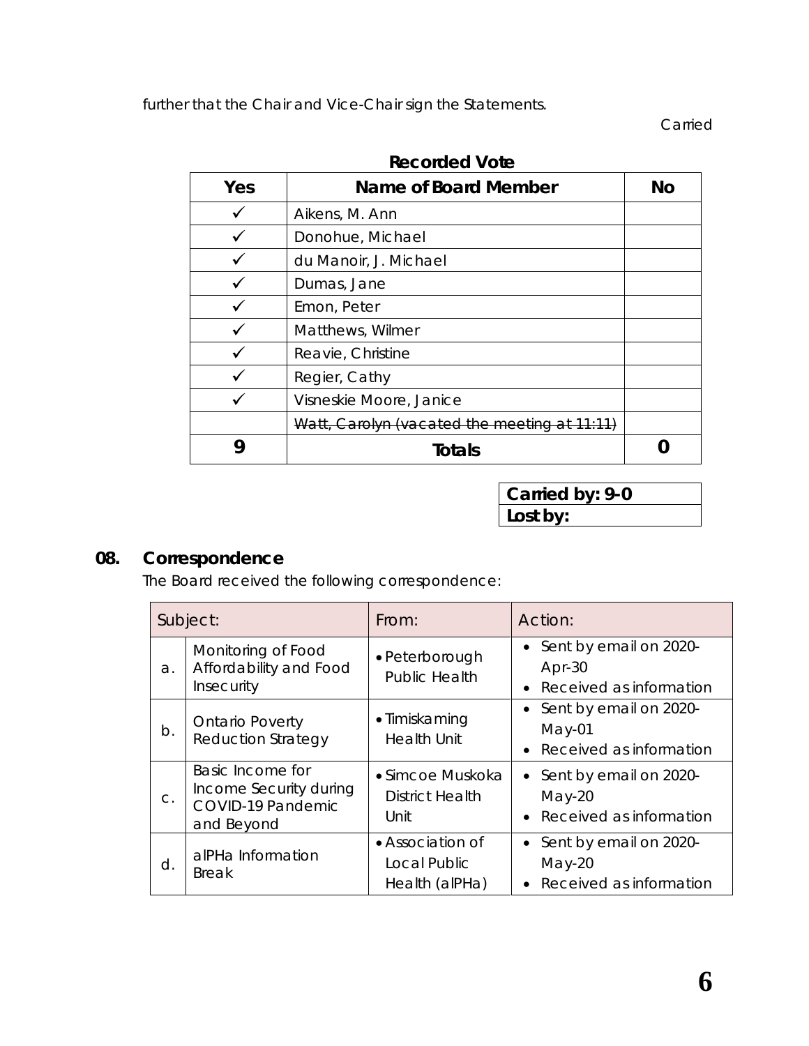further that the Chair and Vice-Chair sign the Statements.

Carried

**Recorded Vote**

| Yes | Name of Board Member | No |
|---|---|---|
| ✓ | Aikens, M. Ann | |
| ✓ | Donohue, Michael | |
| ✓ | du Manoir, J. Michael | |
| ✓ | Dumas, Jane | |
| ✓ | Emon, Peter | |
| ✓ | Matthews, Wilmer | |
| ✓ | Reavie, Christine | |
| ✓ | Regier, Cathy | |
| ✓ | Visneskie Moore, Janice | |
| | ~~Watt, Carolyn (vacated the meeting at 11:11)~~ | |
| **9** | **Totals** | **0** |

| **Carried by: 9-0** |
|---|
| **Lost by:** |

## 08. Correspondence

The Board received the following correspondence:

| Subject: | | From: | Action: |
|---|---|---|---|
| a. | Monitoring of Food Affordability and Food Insecurity | • Peterborough Public Health | • Sent by email on 2020-Apr-30<br>• Received as information |
| b. | Ontario Poverty Reduction Strategy | • Timiskaming Health Unit | • Sent by email on 2020-May-01<br>• Received as information |
| c. | Basic Income for Income Security during COVID-19 Pandemic and Beyond | • Simcoe Muskoka District Health Unit | • Sent by email on 2020-May-20<br>• Received as information |
| d. | alPHa Information Break | • Association of Local Public Health (alPHa) | • Sent by email on 2020-May-20<br>• Received as information |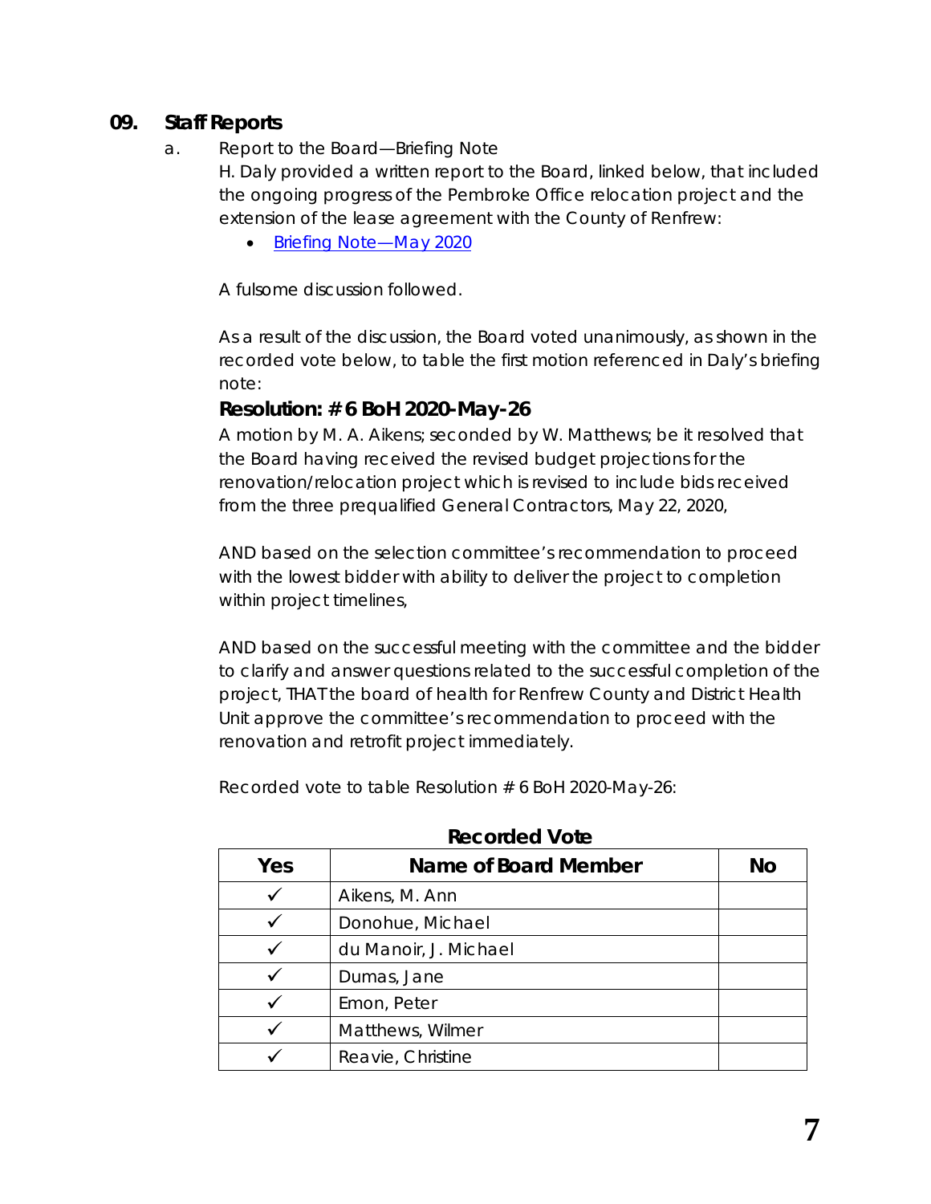## 09. Staff Reports

a. Report to the Board—Briefing Note

H. Daly provided a written report to the Board, linked below, that included the ongoing progress of the Pembroke Office relocation project and the extension of the lease agreement with the County of Renfrew:

- [Briefing Note—May 2020]()

A fulsome discussion followed.

As a result of the discussion, the Board voted unanimously, as shown in the recorded vote below, to table the first motion referenced in Daly's briefing note:

### Resolution: # 6 BoH 2020-May-26

A motion by M. A. Aikens; seconded by W. Matthews; be it resolved that the Board having received the revised budget projections for the renovation/relocation project which is revised to include bids received from the three prequalified General Contractors, May 22, 2020,

AND based on the selection committee's recommendation to proceed with the lowest bidder with ability to deliver the project to completion within project timelines,

AND based on the successful meeting with the committee and the bidder to clarify and answer questions related to the successful completion of the project, THAT the board of health for Renfrew County and District Health Unit approve the committee's recommendation to proceed with the renovation and retrofit project immediately.

Recorded vote to table Resolution # 6 BoH 2020-May-26:

**Recorded Vote**

| Yes | Name of Board Member | No |
|---|---|---|
| ✓ | Aikens, M. Ann | |
| ✓ | Donohue, Michael | |
| ✓ | du Manoir, J. Michael | |
| ✓ | Dumas, Jane | |
| ✓ | Emon, Peter | |
| ✓ | Matthews, Wilmer | |
| ✓ | Reavie, Christine | |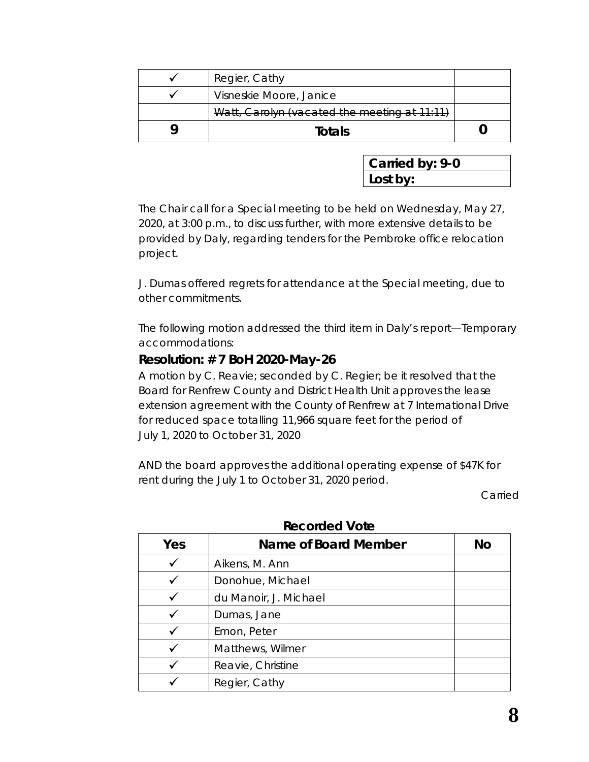| Yes | Name of Board Member | No |
|---|---|---|
| ✓ | Regier, Cathy | |
| ✓ | Visneskie Moore, Janice | |
| | ~~Watt, Carolyn (vacated the meeting at 11:11)~~ | |
| **9** | **Totals** | **0** |

| **Carried by: 9-0** |
|---|
| **Lost by:** |

The Chair call for a Special meeting to be held on Wednesday, May 27, 2020, at 3:00 p.m., to discuss further, with more extensive details to be provided by Daly, regarding tenders for the Pembroke office relocation project.

J. Dumas offered regrets for attendance at the Special meeting, due to other commitments.

The following motion addressed the third item in Daly's report—Temporary accommodations:

### Resolution: # 7 BoH 2020-May-26

A motion by C. Reavie; seconded by C. Regier; be it resolved that the Board for Renfrew County and District Health Unit approves the lease extension agreement with the County of Renfrew at 7 International Drive for reduced space totalling 11,966 square feet for the period of July 1, 2020 to October 31, 2020

AND the board approves the additional operating expense of $47K for rent during the July 1 to October 31, 2020 period.

Carried

**Recorded Vote**

| Yes | Name of Board Member | No |
|---|---|---|
| ✓ | Aikens, M. Ann | |
| ✓ | Donohue, Michael | |
| ✓ | du Manoir, J. Michael | |
| ✓ | Dumas, Jane | |
| ✓ | Emon, Peter | |
| ✓ | Matthews, Wilmer | |
| ✓ | Reavie, Christine | |
| ✓ | Regier, Cathy | |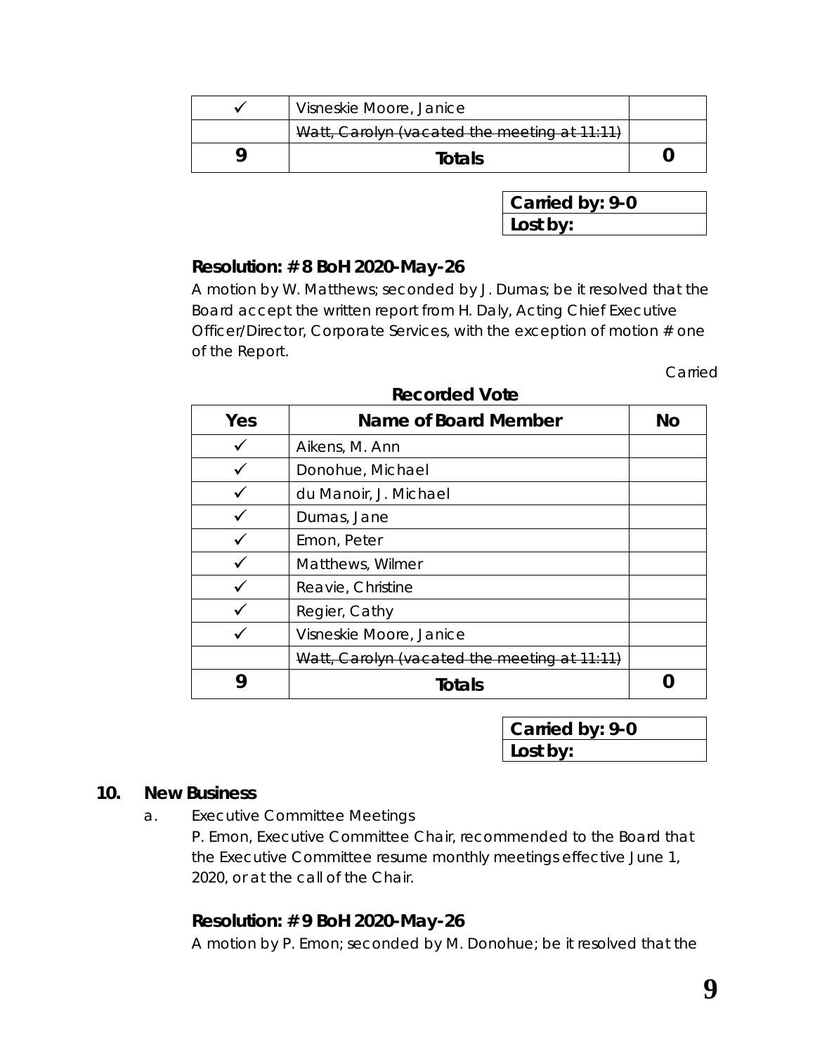| | | |
|---|---|---|
| ✓ | Visneskie Moore, Janice | |
| | ~~Watt, Carolyn (vacated the meeting at 11:11)~~ | |
| **9** | **Totals** | **0** |

| |
|---|
| **Carried by: 9-0** |
| **Lost by:** |

### Resolution: # 8 BoH 2020-May-26

A motion by W. Matthews; seconded by J. Dumas; be it resolved that the Board accept the written report from H. Daly, Acting Chief Executive Officer/Director, Corporate Services, with the exception of motion # one of the Report.

Carried

**Recorded Vote**

| Yes | Name of Board Member | No |
|---|---|---|
| ✓ | Aikens, M. Ann | |
| ✓ | Donohue, Michael | |
| ✓ | du Manoir, J. Michael | |
| ✓ | Dumas, Jane | |
| ✓ | Emon, Peter | |
| ✓ | Matthews, Wilmer | |
| ✓ | Reavie, Christine | |
| ✓ | Regier, Cathy | |
| ✓ | Visneskie Moore, Janice | |
| | ~~Watt, Carolyn (vacated the meeting at 11:11)~~ | |
| **9** | **Totals** | **0** |

| |
|---|
| **Carried by: 9-0** |
| **Lost by:** |

## 10. New Business

a. Executive Committee Meetings

P. Emon, Executive Committee Chair, recommended to the Board that the Executive Committee resume monthly meetings effective June 1, 2020, or at the call of the Chair.

### Resolution: # 9 BoH 2020-May-26

A motion by P. Emon; seconded by M. Donohue; be it resolved that the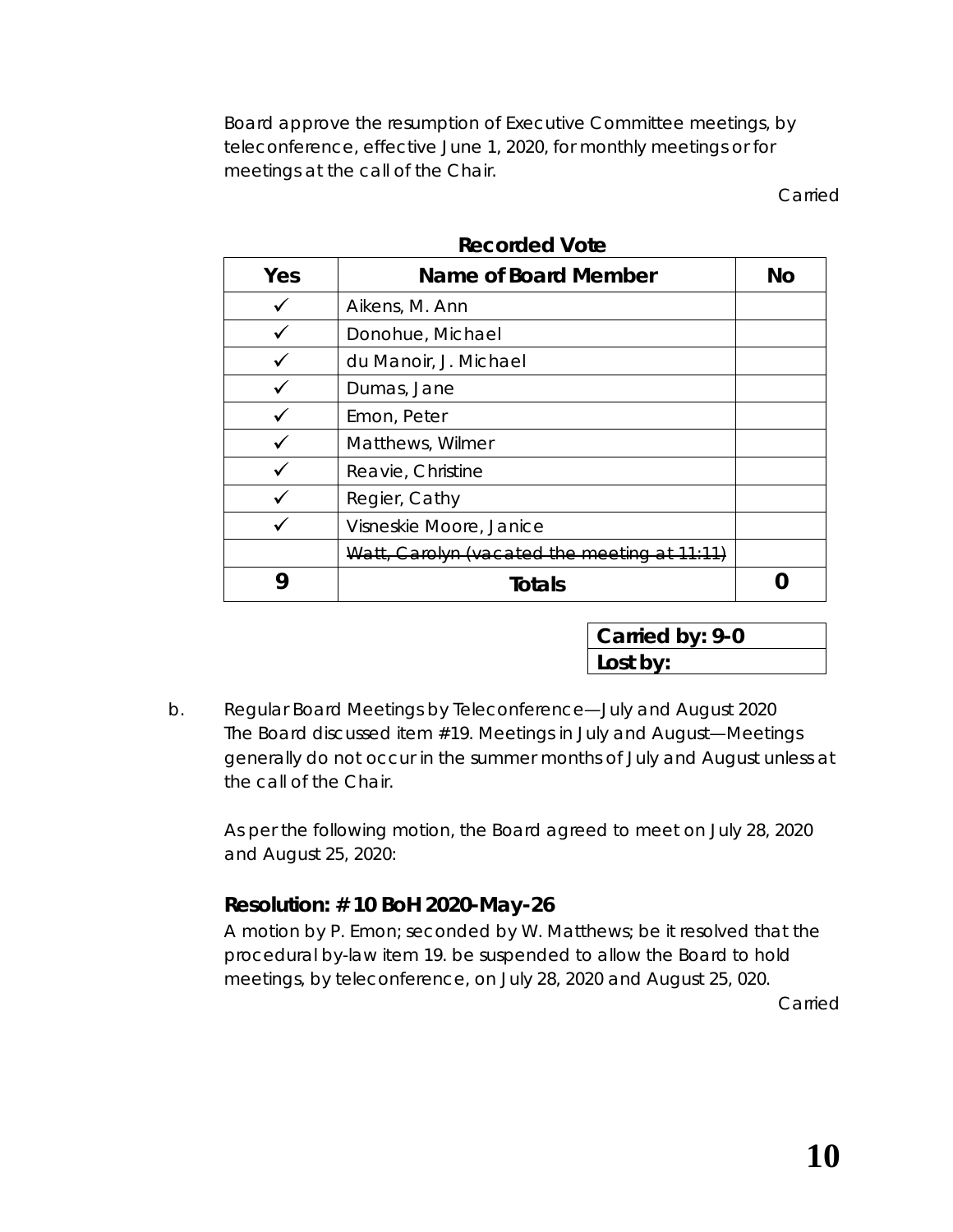Board approve the resumption of Executive Committee meetings, by teleconference, effective June 1, 2020, for monthly meetings or for meetings at the call of the Chair.

Carried

**Recorded Vote**

| Yes | Name of Board Member | No |
|---|---|---|
| ✓ | Aikens, M. Ann | |
| ✓ | Donohue, Michael | |
| ✓ | du Manoir, J. Michael | |
| ✓ | Dumas, Jane | |
| ✓ | Emon, Peter | |
| ✓ | Matthews, Wilmer | |
| ✓ | Reavie, Christine | |
| ✓ | Regier, Cathy | |
| ✓ | Visneskie Moore, Janice | |
| | ~~Watt, Carolyn (vacated the meeting at 11:11)~~ | |
| **9** | **Totals** | **0** |

| **Carried by: 9-0** |
|---|
| **Lost by:** |

b. Regular Board Meetings by Teleconference—July and August 2020
The Board discussed item #19. Meetings in July and August—Meetings generally do not occur in the summer months of July and August unless at the call of the Chair.

As per the following motion, the Board agreed to meet on July 28, 2020 and August 25, 2020:

### Resolution: # 10 BoH 2020-May-26

A motion by P. Emon; seconded by W. Matthews; be it resolved that the procedural by-law item 19. be suspended to allow the Board to hold meetings, by teleconference, on July 28, 2020 and August 25, 020.

Carried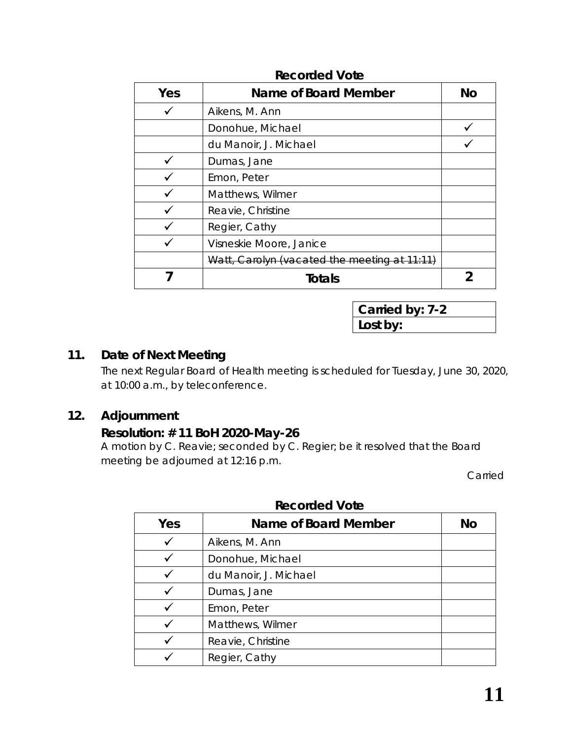**Recorded Vote**

| Yes | Name of Board Member | No |
|---|---|---|
| ✓ | Aikens, M. Ann | |
| | Donohue, Michael | ✓ |
| | du Manoir, J. Michael | ✓ |
| ✓ | Dumas, Jane | |
| ✓ | Emon, Peter | |
| ✓ | Matthews, Wilmer | |
| ✓ | Reavie, Christine | |
| ✓ | Regier, Cathy | |
| ✓ | Visneskie Moore, Janice | |
| | ~~Watt, Carolyn (vacated the meeting at 11:11)~~ | |
| **7** | **Totals** | **2** |

| **Carried by: 7-2** |
|---|
| **Lost by:** |

## 11. Date of Next Meeting

The next Regular Board of Health meeting is scheduled for Tuesday, June 30, 2020, at 10:00 a.m., by teleconference.

## 12. Adjournment

**Resolution: # 11 BoH 2020-May-26**

A motion by C. Reavie; seconded by C. Regier; be it resolved that the Board meeting be adjourned at 12:16 p.m.

Carried

**Recorded Vote**

| Yes | Name of Board Member | No |
|---|---|---|
| ✓ | Aikens, M. Ann | |
| ✓ | Donohue, Michael | |
| ✓ | du Manoir, J. Michael | |
| ✓ | Dumas, Jane | |
| ✓ | Emon, Peter | |
| ✓ | Matthews, Wilmer | |
| ✓ | Reavie, Christine | |
| ✓ | Regier, Cathy | |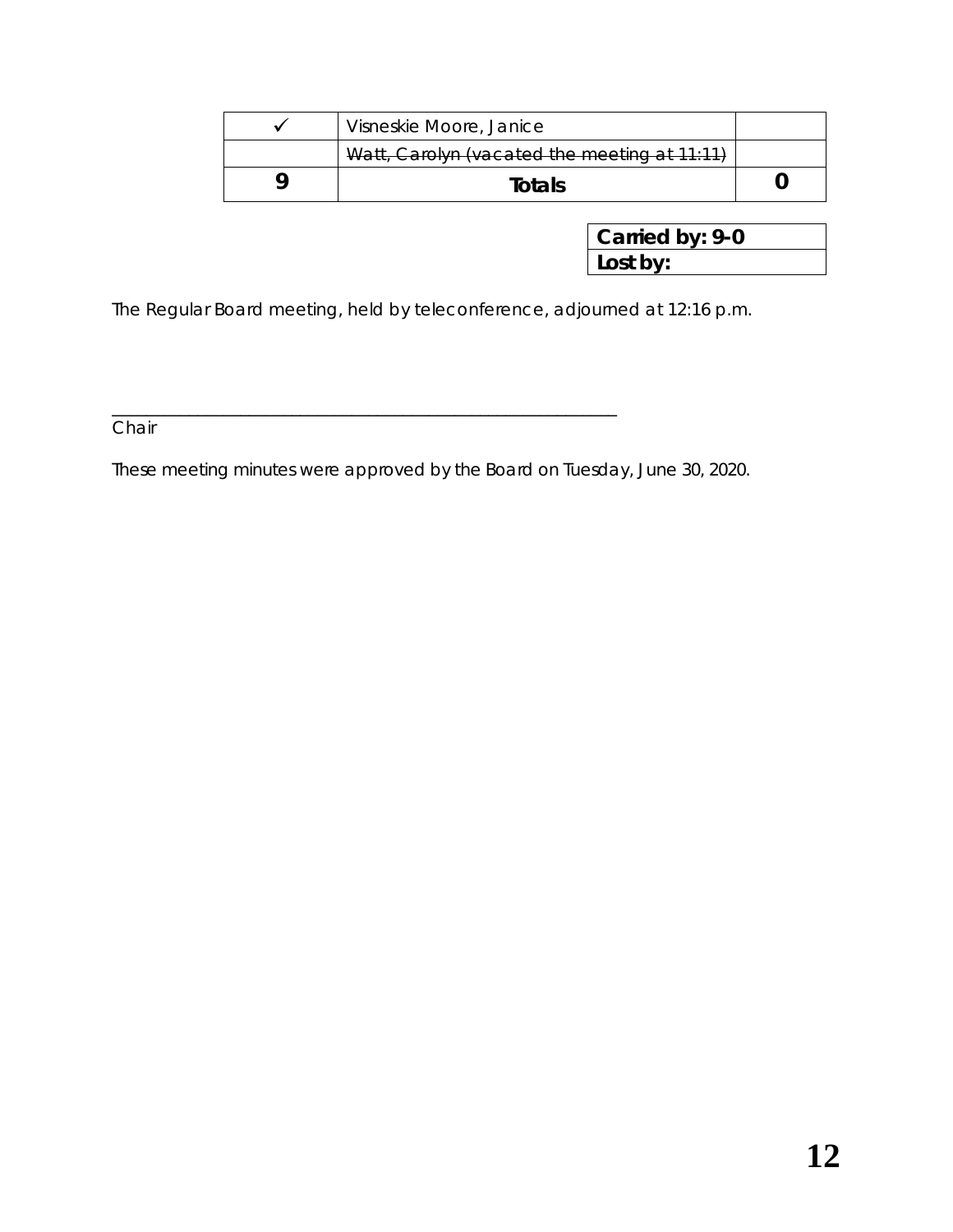| | | |
|---|---|---|
| ✓ | Visneskie Moore, Janice | |
| | ~~Watt, Carolyn (vacated the meeting at 11:11)~~ | |
| **9** | **Totals** | **0** |

| |
|---|
| **Carried by: 9-0** |
| **Lost by:** |

The Regular Board meeting, held by teleconference, adjourned at 12:16 p.m.

\_\_\_\_\_\_\_\_\_\_\_\_\_\_\_\_\_\_\_\_\_\_\_\_\_\_\_\_\_\_\_\_\_\_\_\_\_\_\_\_\_\_\_\_\_\_\_\_\_\_\_\_\_\_\_\_\_\_\_

Chair

These meeting minutes were approved by the Board on Tuesday, June 30, 2020.